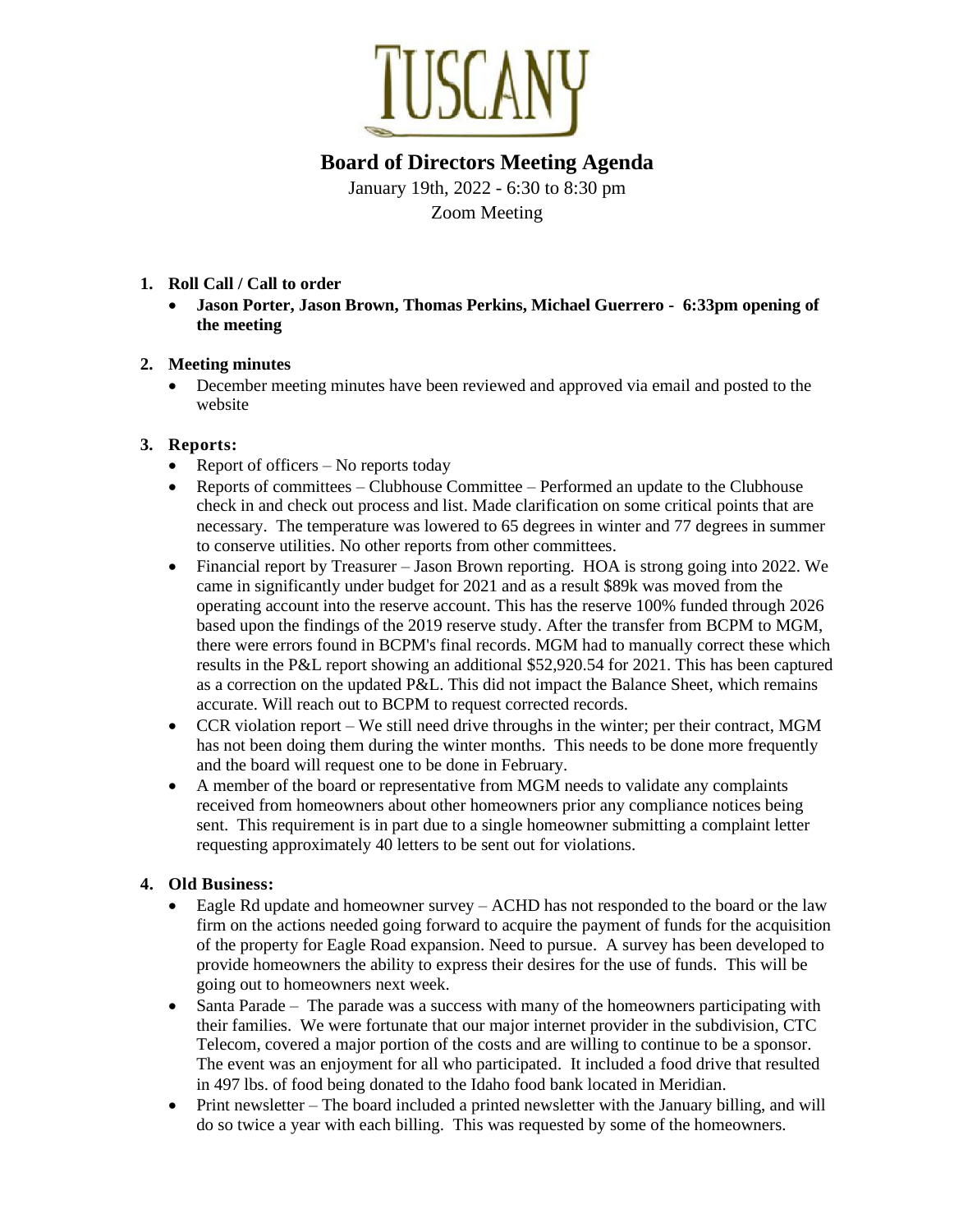# TUSCANY

## Board of Directors Meeting Agenda

January 19th, 2022 - 6:30 to 8:30 pm

Zoom Meeting

1. **Roll Call / Call to order**
   - **Jason Porter, Jason Brown, Thomas Perkins, Michael Guerrero - 6:33pm opening of the meeting**

2. **Meeting minutes**
   - December meeting minutes have been reviewed and approved via email and posted to the website

3. **Reports:**
   - Report of officers – No reports today
   - Reports of committees – Clubhouse Committee – Performed an update to the Clubhouse check in and check out process and list. Made clarification on some critical points that are necessary. The temperature was lowered to 65 degrees in winter and 77 degrees in summer to conserve utilities. No other reports from other committees.
   - Financial report by Treasurer – Jason Brown reporting. HOA is strong going into 2022. We came in significantly under budget for 2021 and as a result $89k was moved from the operating account into the reserve account. This has the reserve 100% funded through 2026 based upon the findings of the 2019 reserve study. After the transfer from BCPM to MGM, there were errors found in BCPM's final records. MGM had to manually correct these which results in the P&L report showing an additional $52,920.54 for 2021. This has been captured as a correction on the updated P&L. This did not impact the Balance Sheet, which remains accurate. Will reach out to BCPM to request corrected records.
   - CCR violation report – We still need drive throughs in the winter; per their contract, MGM has not been doing them during the winter months. This needs to be done more frequently and the board will request one to be done in February.
   - A member of the board or representative from MGM needs to validate any complaints received from homeowners about other homeowners prior any compliance notices being sent. This requirement is in part due to a single homeowner submitting a complaint letter requesting approximately 40 letters to be sent out for violations.

4. **Old Business:**
   - Eagle Rd update and homeowner survey – ACHD has not responded to the board or the law firm on the actions needed going forward to acquire the payment of funds for the acquisition of the property for Eagle Road expansion. Need to pursue. A survey has been developed to provide homeowners the ability to express their desires for the use of funds. This will be going out to homeowners next week.
   - Santa Parade – The parade was a success with many of the homeowners participating with their families. We were fortunate that our major internet provider in the subdivision, CTC Telecom, covered a major portion of the costs and are willing to continue to be a sponsor. The event was an enjoyment for all who participated. It included a food drive that resulted in 497 lbs. of food being donated to the Idaho food bank located in Meridian.
   - Print newsletter – The board included a printed newsletter with the January billing, and will do so twice a year with each billing. This was requested by some of the homeowners.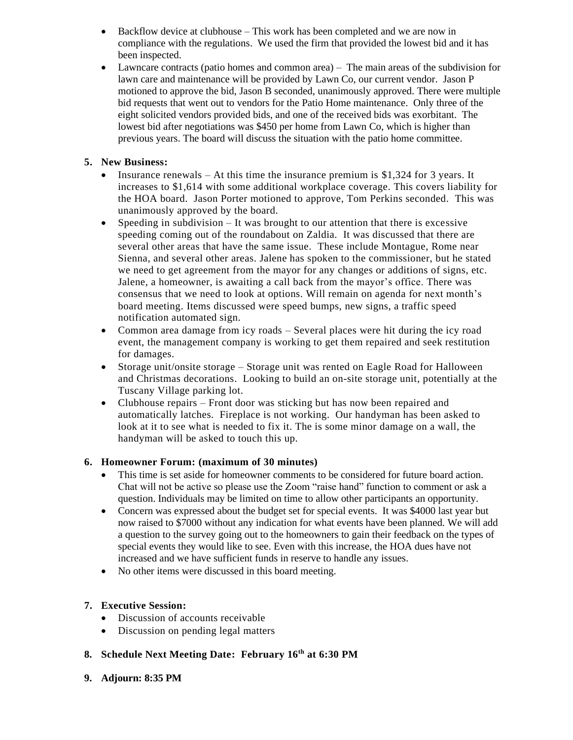- Backflow device at clubhouse – This work has been completed and we are now in compliance with the regulations. We used the firm that provided the lowest bid and it has been inspected.
- Lawncare contracts (patio homes and common area) – The main areas of the subdivision for lawn care and maintenance will be provided by Lawn Co, our current vendor. Jason P motioned to approve the bid, Jason B seconded, unanimously approved. There were multiple bid requests that went out to vendors for the Patio Home maintenance. Only three of the eight solicited vendors provided bids, and one of the received bids was exorbitant. The lowest bid after negotiations was $450 per home from Lawn Co, which is higher than previous years. The board will discuss the situation with the patio home committee.

**5. New Business:**

- Insurance renewals – At this time the insurance premium is $1,324 for 3 years. It increases to $1,614 with some additional workplace coverage. This covers liability for the HOA board. Jason Porter motioned to approve, Tom Perkins seconded. This was unanimously approved by the board.
- Speeding in subdivision – It was brought to our attention that there is excessive speeding coming out of the roundabout on Zaldia. It was discussed that there are several other areas that have the same issue. These include Montague, Rome near Sienna, and several other areas. Jalene has spoken to the commissioner, but he stated we need to get agreement from the mayor for any changes or additions of signs, etc. Jalene, a homeowner, is awaiting a call back from the mayor's office. There was consensus that we need to look at options. Will remain on agenda for next month's board meeting. Items discussed were speed bumps, new signs, a traffic speed notification automated sign.
- Common area damage from icy roads – Several places were hit during the icy road event, the management company is working to get them repaired and seek restitution for damages.
- Storage unit/onsite storage – Storage unit was rented on Eagle Road for Halloween and Christmas decorations. Looking to build an on-site storage unit, potentially at the Tuscany Village parking lot.
- Clubhouse repairs – Front door was sticking but has now been repaired and automatically latches. Fireplace is not working. Our handyman has been asked to look at it to see what is needed to fix it. The is some minor damage on a wall, the handyman will be asked to touch this up.

**6. Homeowner Forum: (maximum of 30 minutes)**

- This time is set aside for homeowner comments to be considered for future board action. Chat will not be active so please use the Zoom "raise hand" function to comment or ask a question. Individuals may be limited on time to allow other participants an opportunity.
- Concern was expressed about the budget set for special events. It was $4000 last year but now raised to $7000 without any indication for what events have been planned. We will add a question to the survey going out to the homeowners to gain their feedback on the types of special events they would like to see. Even with this increase, the HOA dues have not increased and we have sufficient funds in reserve to handle any issues.
- No other items were discussed in this board meeting.

**7. Executive Session:**

- Discussion of accounts receivable
- Discussion on pending legal matters

**8. Schedule Next Meeting Date: February 16th at 6:30 PM**

**9. Adjourn: 8:35 PM**